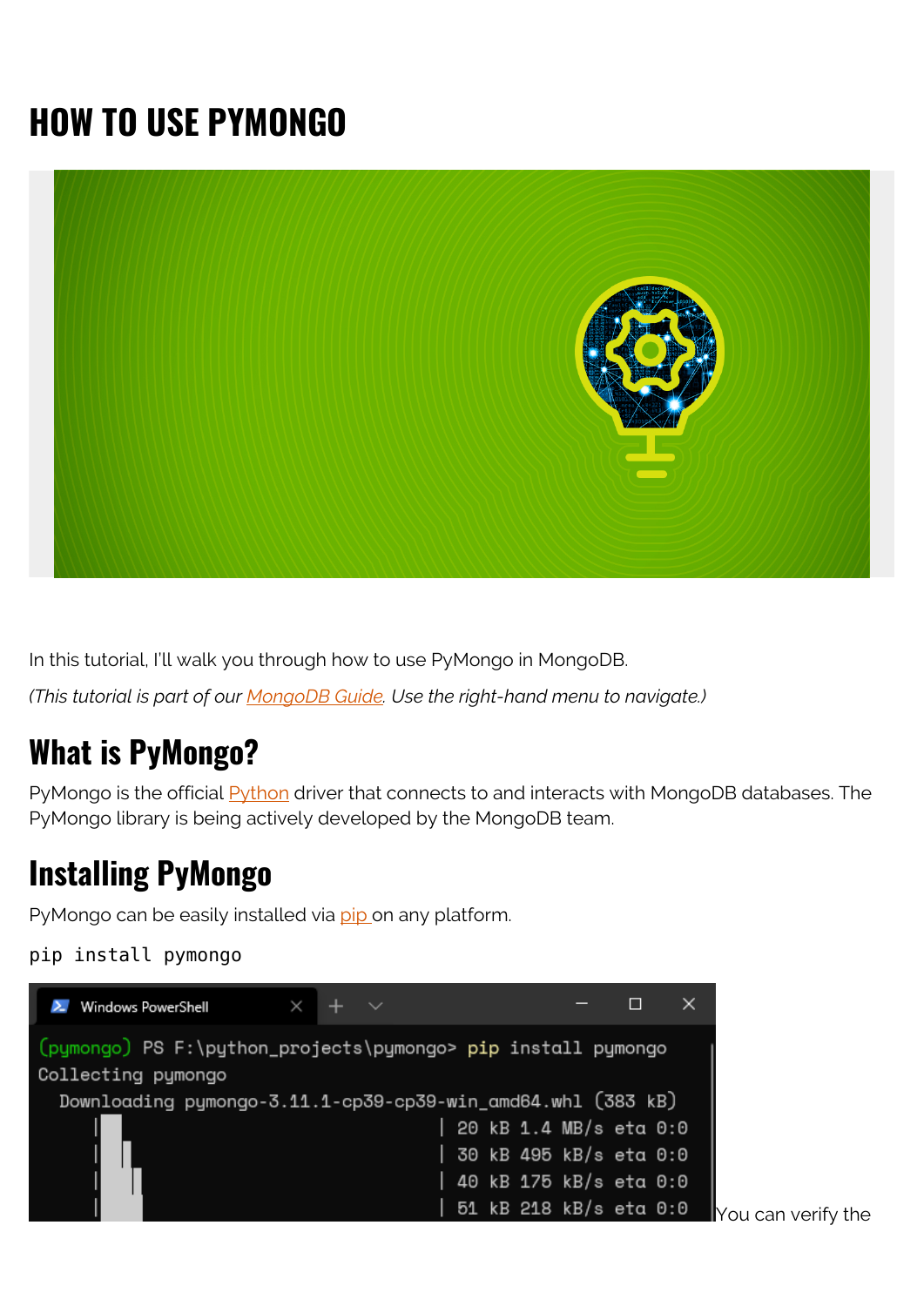# HOW TO USE PYMONGO

In this tutorial, I'll walk you through how to use PyMongo in MongoDB.

*(This tutorial is part of our MongoDB Guide. Use the right-hand menu to navigate.)*

## What is PyMongo?

PyMongo is the official Python driver that connects to and interacts with MongoDB databases. The PyMongo library is being actively developed by the MongoDB team.

## Installing PyMongo

PyMongo can be easily installed via pip on any platform.

```
pip install pymongo
```

You can verify the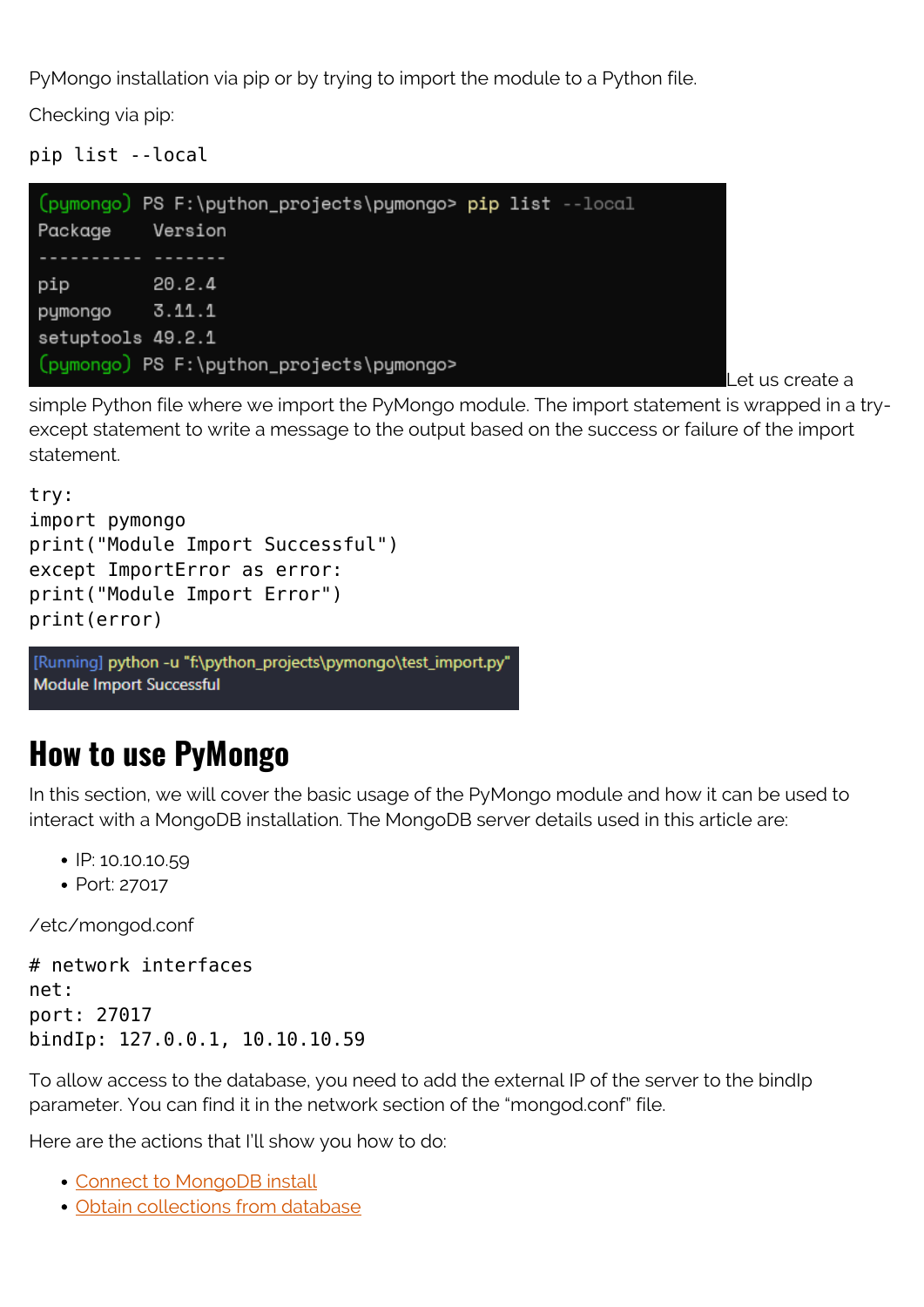PyMongo installation via pip or by trying to import the module to a Python file.

Checking via pip:

```
pip list --local
```

```
(pymongo) PS F:\python_projects\pymongo> pip list --local
Package    Version
---------- -------
pip        20.2.4
pymongo    3.11.1
setuptools 49.2.1
(pymongo) PS F:\python_projects\pymongo>
```

Let us create a simple Python file where we import the PyMongo module. The import statement is wrapped in a try-except statement to write a message to the output based on the success or failure of the import statement.

```
try:
import pymongo
print("Module Import Successful")
except ImportError as error:
print("Module Import Error")
print(error)
```

```
[Running] python -u "f:\python_projects\pymongo\test_import.py"
Module Import Successful
```

## How to use PyMongo

In this section, we will cover the basic usage of the PyMongo module and how it can be used to interact with a MongoDB installation. The MongoDB server details used in this article are:

- IP: 10.10.10.59
- Port: 27017

/etc/mongod.conf

```
# network interfaces
net:
port: 27017
bindIp: 127.0.0.1, 10.10.10.59
```

To allow access to the database, you need to add the external IP of the server to the bindIp parameter. You can find it in the network section of the "mongod.conf" file.

Here are the actions that I'll show you how to do:

- Connect to MongoDB install
- Obtain collections from database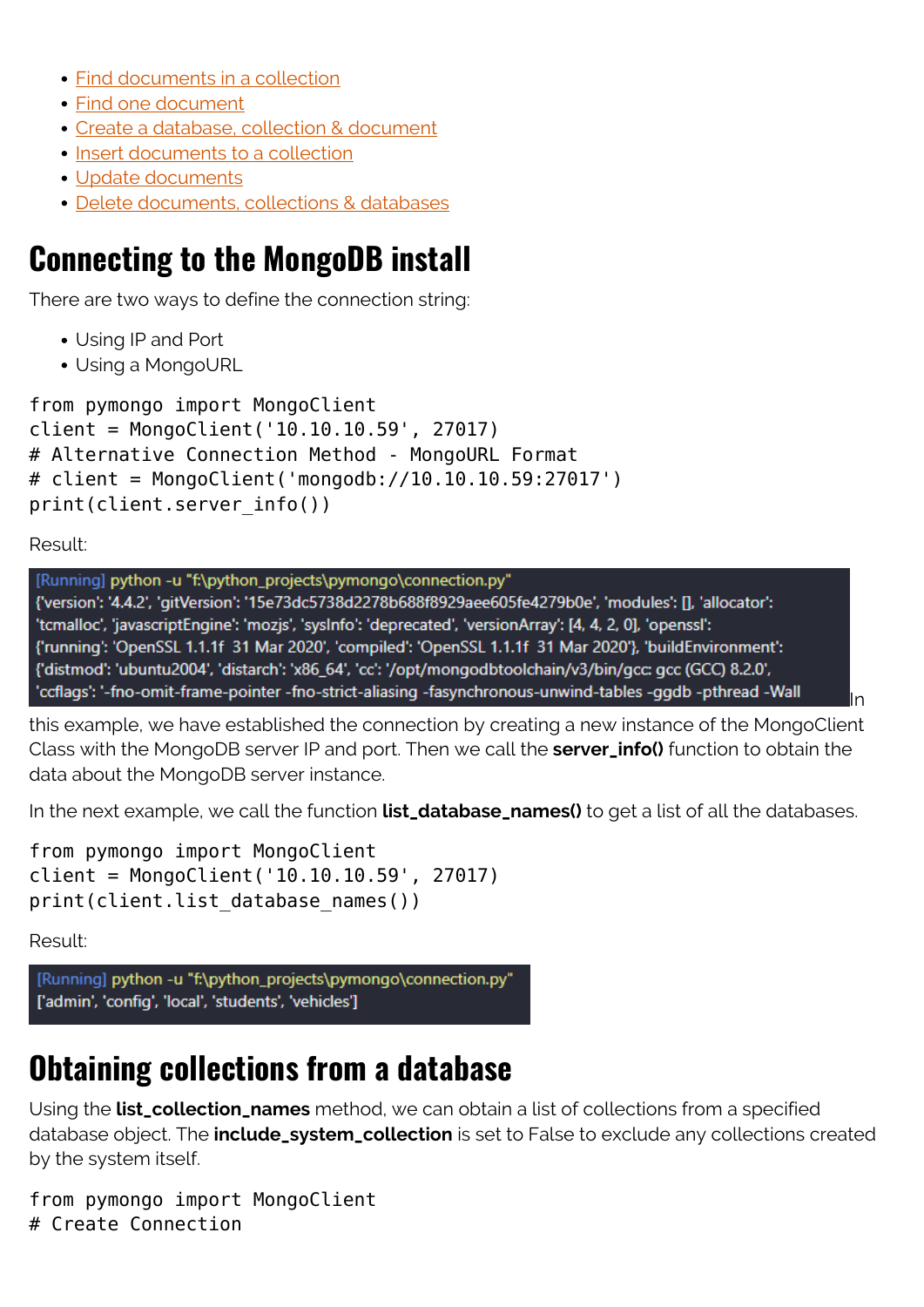- Find documents in a collection
- Find one document
- Create a database, collection & document
- Insert documents to a collection
- Update documents
- Delete documents, collections & databases

# Connecting to the MongoDB install

There are two ways to define the connection string:

- Using IP and Port
- Using a MongoURL

```
from pymongo import MongoClient
client = MongoClient('10.10.10.59', 27017)
# Alternative Connection Method - MongoURL Format
# client = MongoClient('mongodb://10.10.10.59:27017')
print(client.server_info())
```

Result:

```
[Running] python -u "f:\python_projects\pymongo\connection.py"
{'version': '4.4.2', 'gitVersion': '15e73dc5738d2278b688f8929aee605fe4279b0e', 'modules': [], 'allocator':
'tcmalloc', 'javascriptEngine': 'mozjs', 'sysInfo': 'deprecated', 'versionArray': [4, 4, 2, 0], 'openssl':
{'running': 'OpenSSL 1.1.1f  31 Mar 2020', 'compiled': 'OpenSSL 1.1.1f  31 Mar 2020'}, 'buildEnvironment':
{'distmod': 'ubuntu2004', 'distarch': 'x86_64', 'cc': '/opt/mongodbtoolchain/v3/bin/gcc: gcc (GCC) 8.2.0',
'ccflags': '-fno-omit-frame-pointer -fno-strict-aliasing -fasynchronous-unwind-tables -ggdb -pthread -Wall
```

In this example, we have established the connection by creating a new instance of the MongoClient Class with the MongoDB server IP and port. Then we call the **server_info()** function to obtain the data about the MongoDB server instance.

In the next example, we call the function **list_database_names()** to get a list of all the databases.

```
from pymongo import MongoClient
client = MongoClient('10.10.10.59', 27017)
print(client.list_database_names())
```

Result:

```
[Running] python -u "f:\python_projects\pymongo\connection.py"
['admin', 'config', 'local', 'students', 'vehicles']
```

# Obtaining collections from a database

Using the **list_collection_names** method, we can obtain a list of collections from a specified database object. The **include_system_collection** is set to False to exclude any collections created by the system itself.

```
from pymongo import MongoClient
# Create Connection
```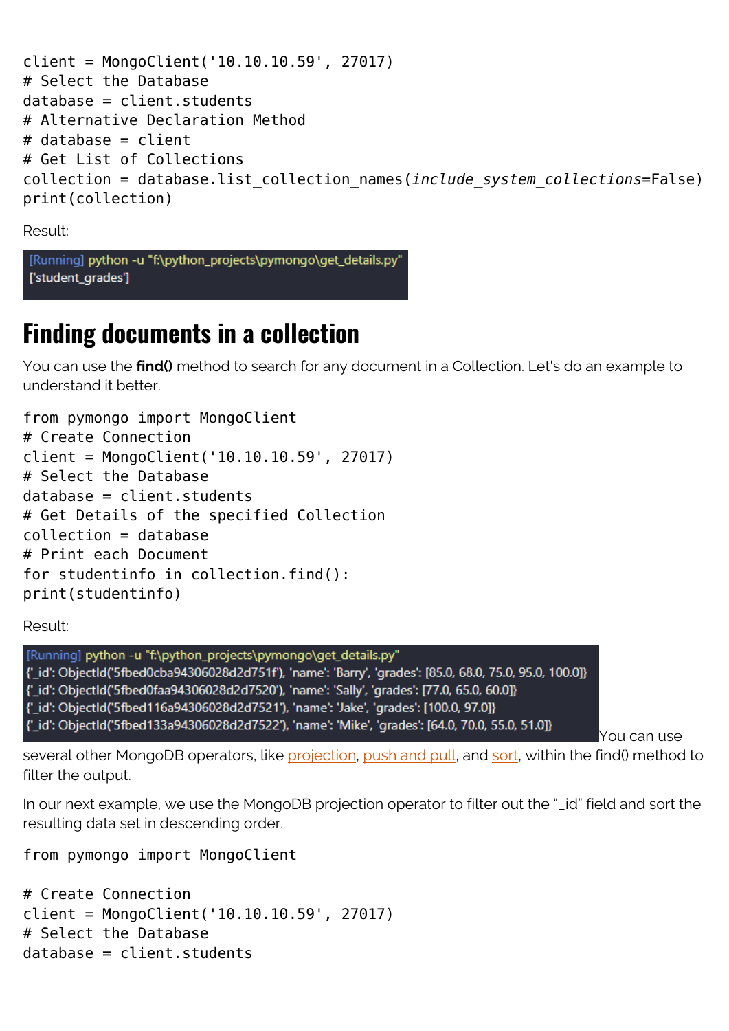```
client = MongoClient('10.10.10.59', 27017)
# Select the Database
database = client.students
# Alternative Declaration Method
# database = client
# Get List of Collections
collection = database.list_collection_names(include_system_collections=False)
print(collection)
```

Result:

```
[Running] python -u "f:\python_projects\pymongo\get_details.py"
['student_grades']
```

## Finding documents in a collection

You can use the **find()** method to search for any document in a Collection. Let's do an example to understand it better.

```
from pymongo import MongoClient
# Create Connection
client = MongoClient('10.10.10.59', 27017)
# Select the Database
database = client.students
# Get Details of the specified Collection
collection = database
# Print each Document
for studentinfo in collection.find():
print(studentinfo)
```

Result:

```
[Running] python -u "f:\python_projects\pymongo\get_details.py"
{'_id': ObjectId('5fbed0cba94306028d2d751f'), 'name': 'Barry', 'grades': [85.0, 68.0, 75.0, 95.0, 100.0]}
{'_id': ObjectId('5fbed0faa94306028d2d7520'), 'name': 'Sally', 'grades': [77.0, 65.0, 60.0]}
{'_id': ObjectId('5fbed116a94306028d2d7521'), 'name': 'Jake', 'grades': [100.0, 97.0]}
{'_id': ObjectId('5fbed133a94306028d2d7522'), 'name': 'Mike', 'grades': [64.0, 70.0, 55.0, 51.0]}
```

You can use several other MongoDB operators, like projection, push and pull, and sort, within the find() method to filter the output.

In our next example, we use the MongoDB projection operator to filter out the "_id" field and sort the resulting data set in descending order.

```
from pymongo import MongoClient

# Create Connection
client = MongoClient('10.10.10.59', 27017)
# Select the Database
database = client.students
```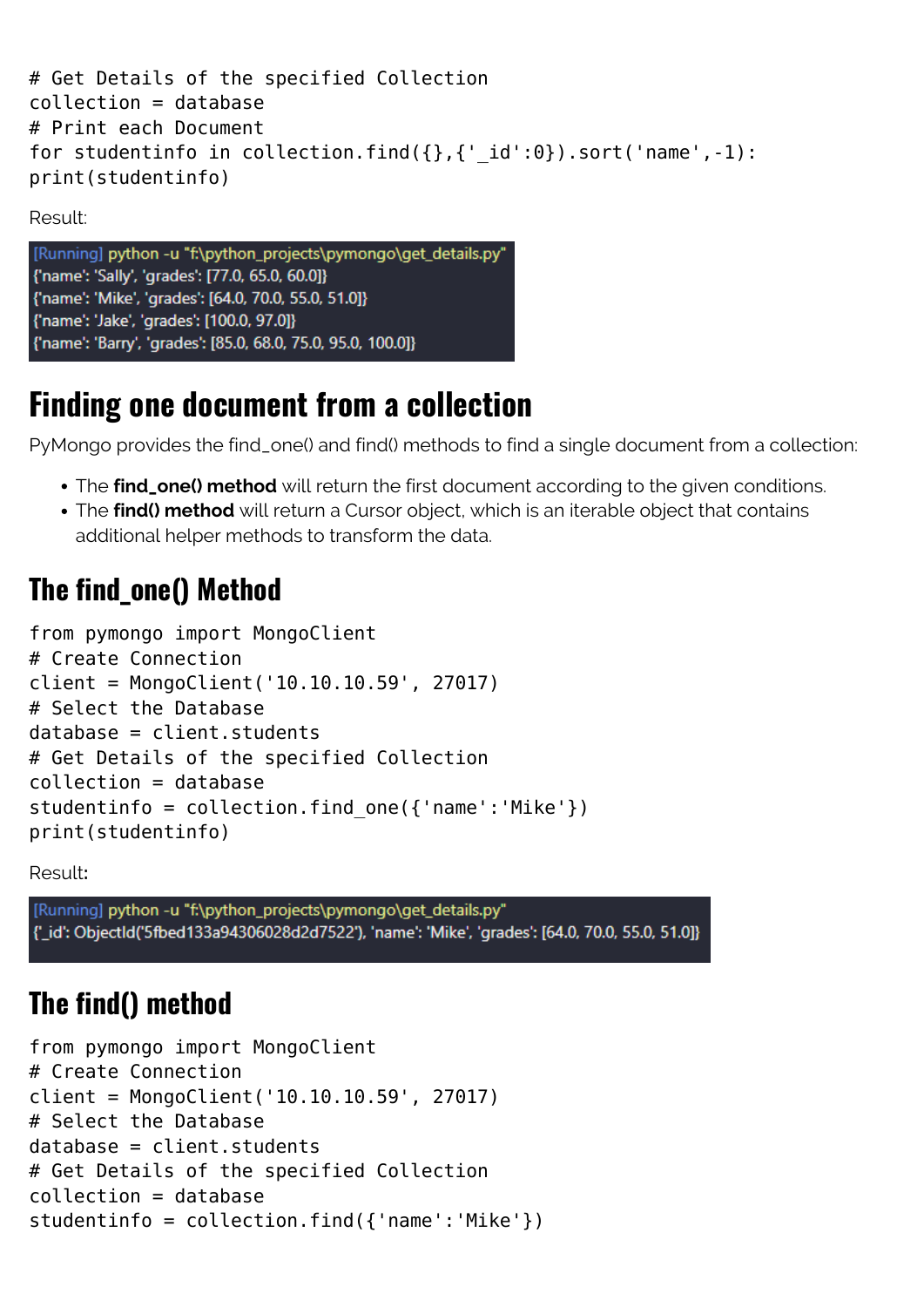```
# Get Details of the specified Collection
collection = database
# Print each Document
for studentinfo in collection.find({},{'_id':0}).sort('name',-1):
print(studentinfo)
```

Result:

```
[Running] python -u "f:\python_projects\pymongo\get_details.py"
{'name': 'Sally', 'grades': [77.0, 65.0, 60.0]}
{'name': 'Mike', 'grades': [64.0, 70.0, 55.0, 51.0]}
{'name': 'Jake', 'grades': [100.0, 97.0]}
{'name': 'Barry', 'grades': [85.0, 68.0, 75.0, 95.0, 100.0]}
```

# Finding one document from a collection

PyMongo provides the find_one() and find() methods to find a single document from a collection:

- The **find_one() method** will return the first document according to the given conditions.
- The **find() method** will return a Cursor object, which is an iterable object that contains additional helper methods to transform the data.

## The find_one() Method

```
from pymongo import MongoClient
# Create Connection
client = MongoClient('10.10.10.59', 27017)
# Select the Database
database = client.students
# Get Details of the specified Collection
collection = database
studentinfo = collection.find_one({'name':'Mike'})
print(studentinfo)
```

Result**:**

```
[Running] python -u "f:\python_projects\pymongo\get_details.py"
{'_id': ObjectId('5fbed133a94306028d2d7522'), 'name': 'Mike', 'grades': [64.0, 70.0, 55.0, 51.0]}
```

## The find() method

```
from pymongo import MongoClient
# Create Connection
client = MongoClient('10.10.10.59', 27017)
# Select the Database
database = client.students
# Get Details of the specified Collection
collection = database
studentinfo = collection.find({'name':'Mike'})
```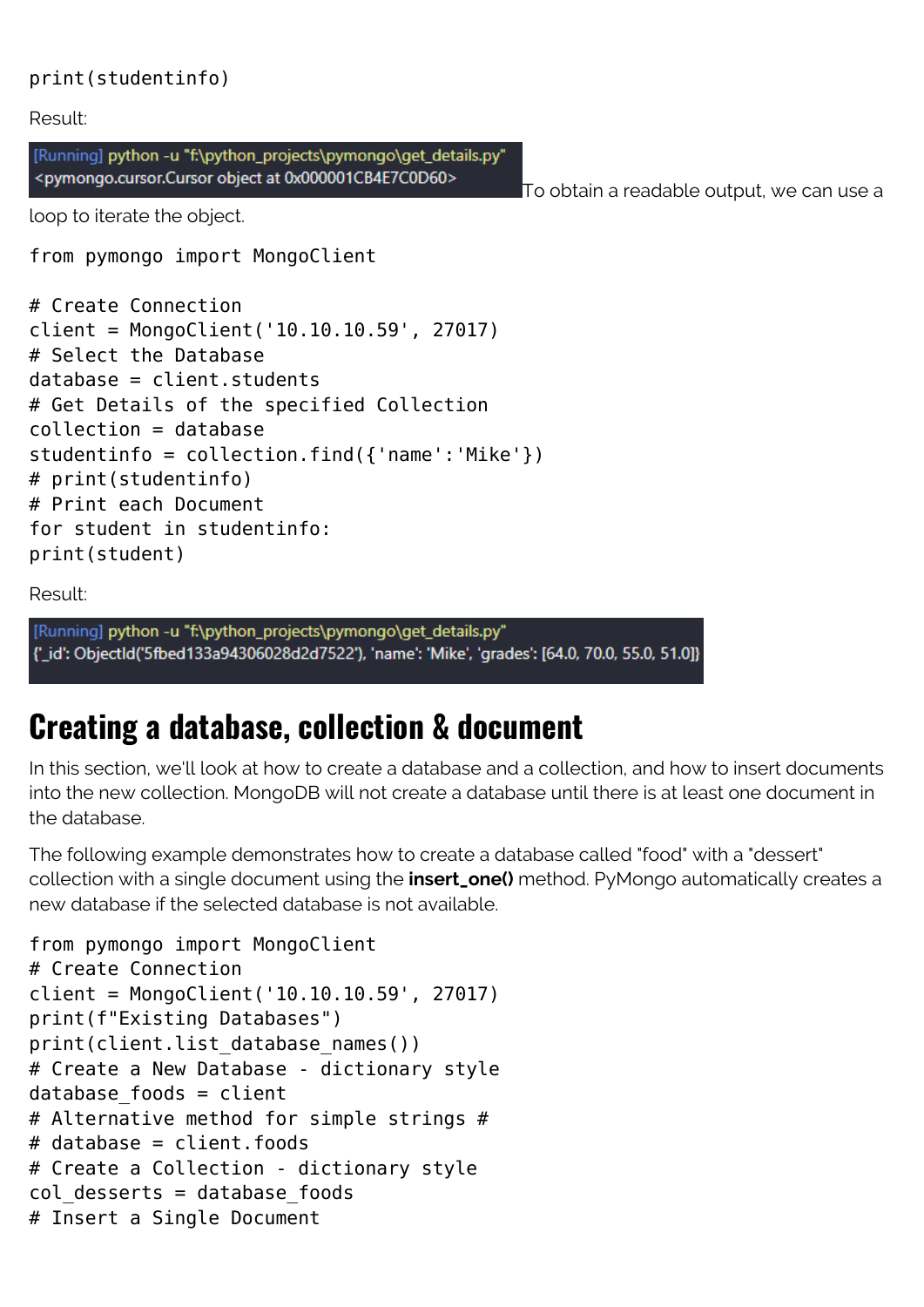```
print(studentinfo)
```

Result:

```
[Running] python -u "f:\python_projects\pymongo\get_details.py"
<pymongo.cursor.Cursor object at 0x000001CB4E7C0D60>
```

To obtain a readable output, we can use a loop to iterate the object.

```
from pymongo import MongoClient

# Create Connection
client = MongoClient('10.10.10.59', 27017)
# Select the Database
database = client.students
# Get Details of the specified Collection
collection = database
studentinfo = collection.find({'name':'Mike'})
# print(studentinfo)
# Print each Document
for student in studentinfo:
print(student)
```

Result:

```
[Running] python -u "f:\python_projects\pymongo\get_details.py"
{'_id': ObjectId('5fbed133a94306028d2d7522'), 'name': 'Mike', 'grades': [64.0, 70.0, 55.0, 51.0]}
```

## Creating a database, collection & document

In this section, we'll look at how to create a database and a collection, and how to insert documents into the new collection. MongoDB will not create a database until there is at least one document in the database.

The following example demonstrates how to create a database called "food" with a "dessert" collection with a single document using the **insert_one()** method. PyMongo automatically creates a new database if the selected database is not available.

```
from pymongo import MongoClient
# Create Connection
client = MongoClient('10.10.10.59', 27017)
print(f"Existing Databases")
print(client.list_database_names())
# Create a New Database - dictionary style
database_foods = client
# Alternative method for simple strings #
# database = client.foods
# Create a Collection - dictionary style
col_desserts = database_foods
# Insert a Single Document
```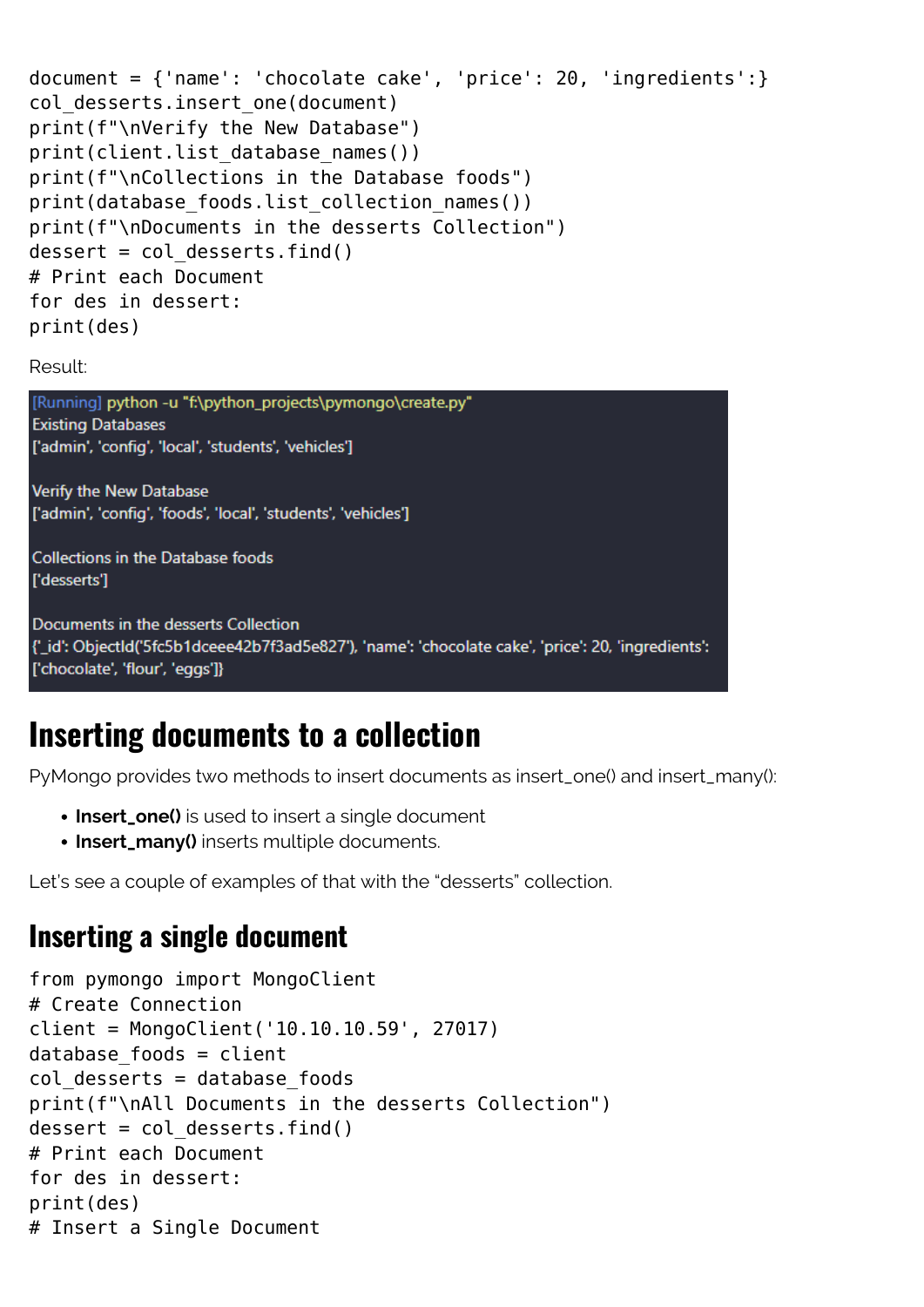```
document = {'name': 'chocolate cake', 'price': 20, 'ingredients':}
col_desserts.insert_one(document)
print(f"\nVerify the New Database")
print(client.list_database_names())
print(f"\nCollections in the Database foods")
print(database_foods.list_collection_names())
print(f"\nDocuments in the desserts Collection")
dessert = col_desserts.find()
# Print each Document
for des in dessert:
print(des)
```

Result:

```
[Running] python -u "f:\python_projects\pymongo\create.py"
Existing Databases
['admin', 'config', 'local', 'students', 'vehicles']

Verify the New Database
['admin', 'config', 'foods', 'local', 'students', 'vehicles']

Collections in the Database foods
['desserts']

Documents in the desserts Collection
{'_id': ObjectId('5fc5b1dceee42b7f3ad5e827'), 'name': 'chocolate cake', 'price': 20, 'ingredients':
['chocolate', 'flour', 'eggs']}
```

# Inserting documents to a collection

PyMongo provides two methods to insert documents as insert_one() and insert_many():

- **Insert_one()** is used to insert a single document
- **Insert_many()** inserts multiple documents.

Let's see a couple of examples of that with the "desserts" collection.

## Inserting a single document

```
from pymongo import MongoClient
# Create Connection
client = MongoClient('10.10.10.59', 27017)
database_foods = client
col_desserts = database_foods
print(f"\nAll Documents in the desserts Collection")
dessert = col_desserts.find()
# Print each Document
for des in dessert:
print(des)
# Insert a Single Document
```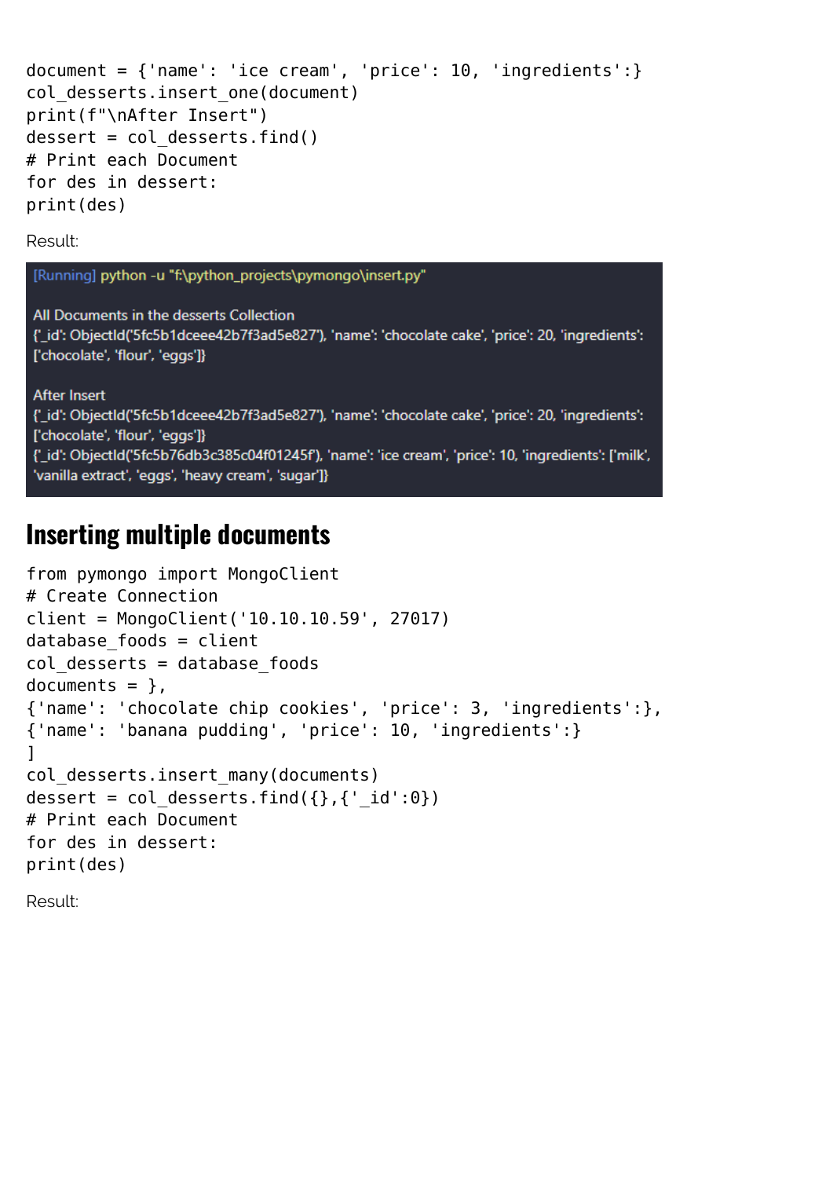```
document = {'name': 'ice cream', 'price': 10, 'ingredients':}
col_desserts.insert_one(document)
print(f"\nAfter Insert")
dessert = col_desserts.find()
# Print each Document
for des in dessert:
print(des)
```

Result:

```
[Running] python -u "f:\python_projects\pymongo\insert.py"

All Documents in the desserts Collection
{'_id': ObjectId('5fc5b1dceee42b7f3ad5e827'), 'name': 'chocolate cake', 'price': 20, 'ingredients':
['chocolate', 'flour', 'eggs']}

After Insert
{'_id': ObjectId('5fc5b1dceee42b7f3ad5e827'), 'name': 'chocolate cake', 'price': 20, 'ingredients':
['chocolate', 'flour', 'eggs']}
{'_id': ObjectId('5fc5b76db3c385c04f01245f'), 'name': 'ice cream', 'price': 10, 'ingredients': ['milk',
'vanilla extract', 'eggs', 'heavy cream', 'sugar']}
```

## Inserting multiple documents

```
from pymongo import MongoClient
# Create Connection
client = MongoClient('10.10.10.59', 27017)
database_foods = client
col_desserts = database_foods
documents = },
{'name': 'chocolate chip cookies', 'price': 3, 'ingredients':},
{'name': 'banana pudding', 'price': 10, 'ingredients':}
]
col_desserts.insert_many(documents)
dessert = col_desserts.find({},{'_id':0})
# Print each Document
for des in dessert:
print(des)
```

Result: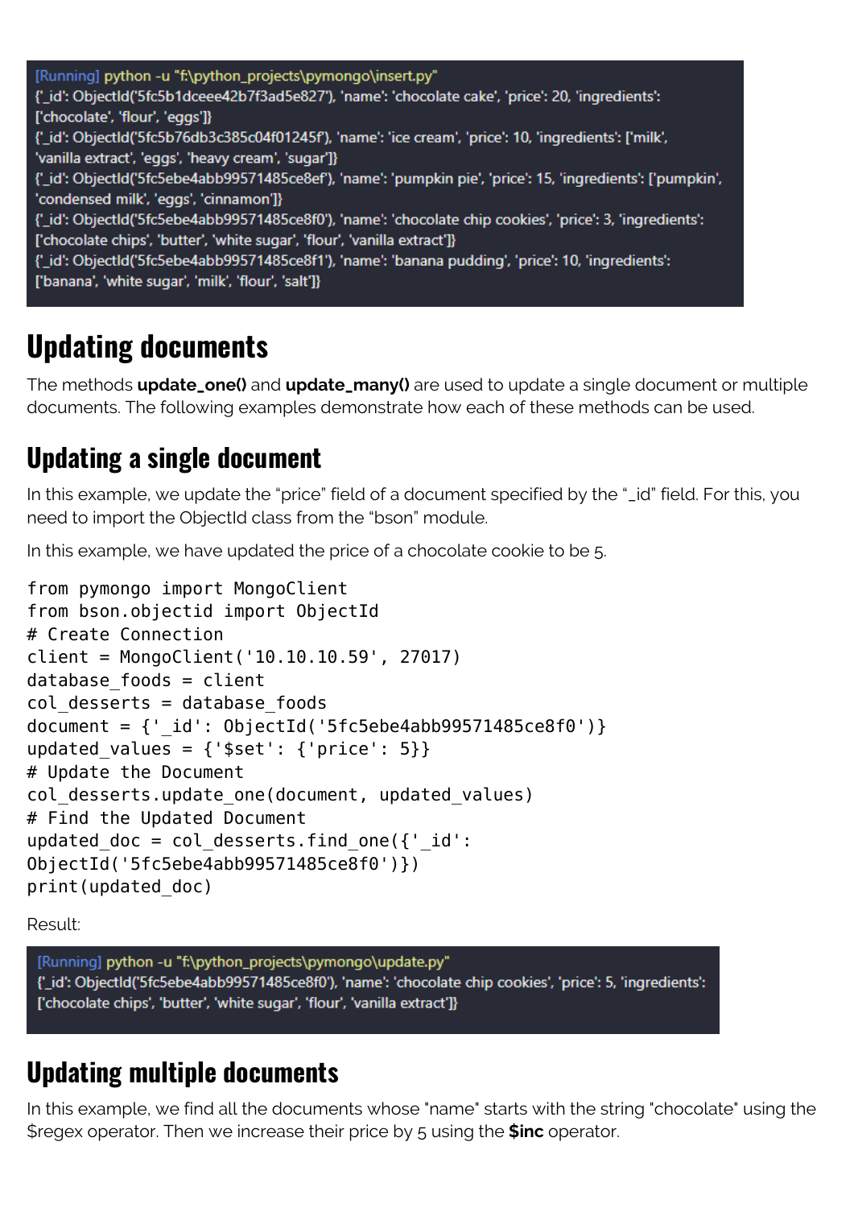```
[Running] python -u "f:\python_projects\pymongo\insert.py"
{'_id': ObjectId('5fc5b1dceee42b7f3ad5e827'), 'name': 'chocolate cake', 'price': 20, 'ingredients': ['chocolate', 'flour', 'eggs']}
{'_id': ObjectId('5fc5b76db3c385c04f01245f'), 'name': 'ice cream', 'price': 10, 'ingredients': ['milk', 'vanilla extract', 'eggs', 'heavy cream', 'sugar']}
{'_id': ObjectId('5fc5ebe4abb99571485ce8ef'), 'name': 'pumpkin pie', 'price': 15, 'ingredients': ['pumpkin', 'condensed milk', 'eggs', 'cinnamon']}
{'_id': ObjectId('5fc5ebe4abb99571485ce8f0'), 'name': 'chocolate chip cookies', 'price': 3, 'ingredients': ['chocolate chips', 'butter', 'white sugar', 'flour', 'vanilla extract']}
{'_id': ObjectId('5fc5ebe4abb99571485ce8f1'), 'name': 'banana pudding', 'price': 10, 'ingredients': ['banana', 'white sugar', 'milk', 'flour', 'salt']}
```

# Updating documents

The methods **update_one()** and **update_many()** are used to update a single document or multiple documents. The following examples demonstrate how each of these methods can be used.

## Updating a single document

In this example, we update the "price" field of a document specified by the "_id" field. For this, you need to import the ObjectId class from the "bson" module.

In this example, we have updated the price of a chocolate cookie to be 5.

```
from pymongo import MongoClient
from bson.objectid import ObjectId
# Create Connection
client = MongoClient('10.10.10.59', 27017)
database_foods = client
col_desserts = database_foods
document = {'_id': ObjectId('5fc5ebe4abb99571485ce8f0')}
updated_values = {'$set': {'price': 5}}
# Update the Document
col_desserts.update_one(document, updated_values)
# Find the Updated Document
updated_doc = col_desserts.find_one({'_id':
ObjectId('5fc5ebe4abb99571485ce8f0')})
print(updated_doc)
```

Result:

```
[Running] python -u "f:\python_projects\pymongo\update.py"
{'_id': ObjectId('5fc5ebe4abb99571485ce8f0'), 'name': 'chocolate chip cookies', 'price': 5, 'ingredients': ['chocolate chips', 'butter', 'white sugar', 'flour', 'vanilla extract']}
```

## Updating multiple documents

In this example, we find all the documents whose "name" starts with the string "chocolate" using the $regex operator. Then we increase their price by 5 using the **$inc** operator.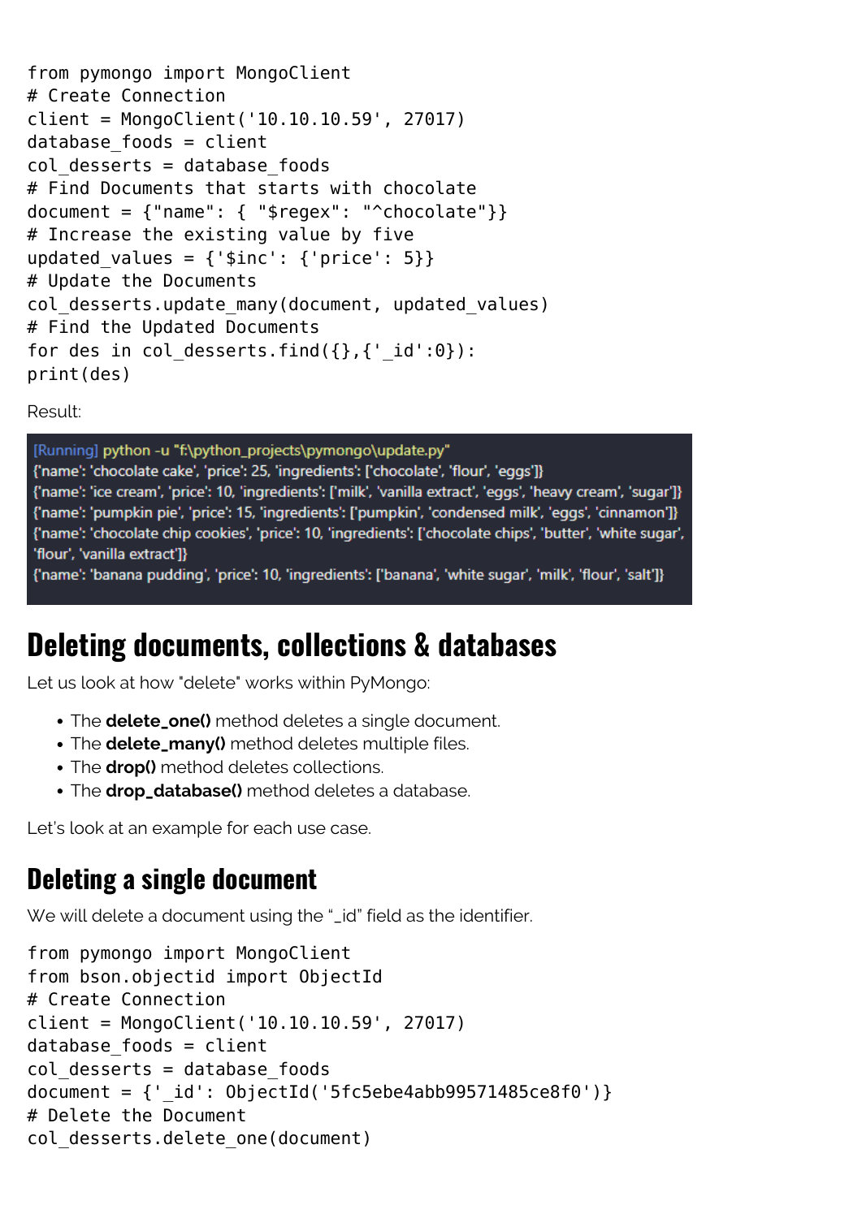```
from pymongo import MongoClient
# Create Connection
client = MongoClient('10.10.10.59', 27017)
database_foods = client
col_desserts = database_foods
# Find Documents that starts with chocolate
document = {"name": { "$regex": "^chocolate"}}
# Increase the existing value by five
updated_values = {'$inc': {'price': 5}}
# Update the Documents
col_desserts.update_many(document, updated_values)
# Find the Updated Documents
for des in col_desserts.find({},{'_id':0}):
print(des)
```

Result:

```
[Running] python -u "f:\python_projects\pymongo\update.py"
{'name': 'chocolate cake', 'price': 25, 'ingredients': ['chocolate', 'flour', 'eggs']}
{'name': 'ice cream', 'price': 10, 'ingredients': ['milk', 'vanilla extract', 'eggs', 'heavy cream', 'sugar']}
{'name': 'pumpkin pie', 'price': 15, 'ingredients': ['pumpkin', 'condensed milk', 'eggs', 'cinnamon']}
{'name': 'chocolate chip cookies', 'price': 10, 'ingredients': ['chocolate chips', 'butter', 'white sugar',
'flour', 'vanilla extract']}
{'name': 'banana pudding', 'price': 10, 'ingredients': ['banana', 'white sugar', 'milk', 'flour', 'salt']}
```

# Deleting documents, collections & databases

Let us look at how "delete" works within PyMongo:

- The **delete_one()** method deletes a single document.
- The **delete_many()** method deletes multiple files.
- The **drop()** method deletes collections.
- The **drop_database()** method deletes a database.

Let's look at an example for each use case.

## Deleting a single document

We will delete a document using the "_id" field as the identifier.

```
from pymongo import MongoClient
from bson.objectid import ObjectId
# Create Connection
client = MongoClient('10.10.10.59', 27017)
database_foods = client
col_desserts = database_foods
document = {'_id': ObjectId('5fc5ebe4abb99571485ce8f0')}
# Delete the Document
col_desserts.delete_one(document)
```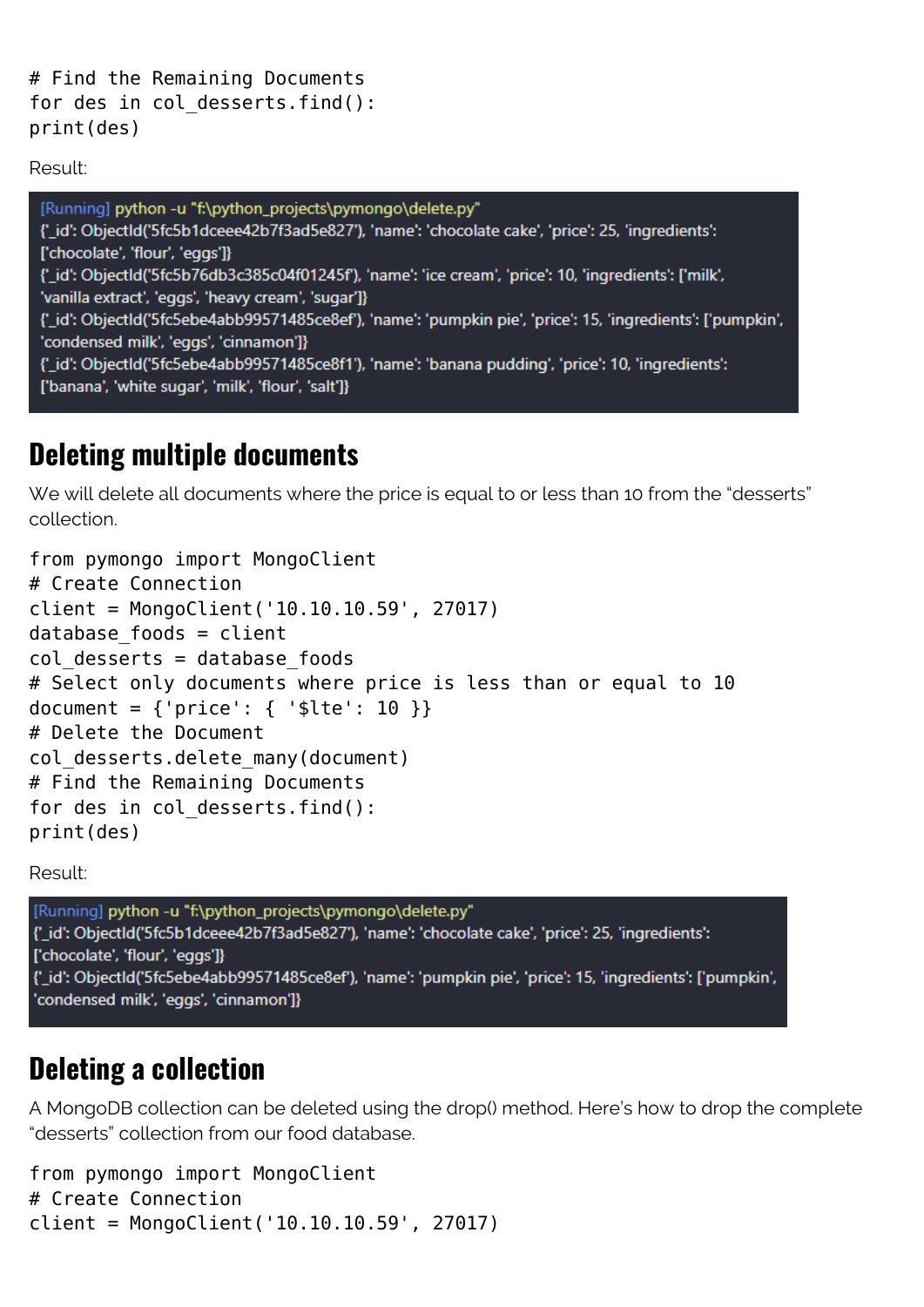```
# Find the Remaining Documents
for des in col_desserts.find():
print(des)
```

Result:

```
[Running] python -u "f:\python_projects\pymongo\delete.py"
{'_id': ObjectId('5fc5b1dceee42b7f3ad5e827'), 'name': 'chocolate cake', 'price': 25, 'ingredients': ['chocolate', 'flour', 'eggs']}
{'_id': ObjectId('5fc5b76db3c385c04f01245f'), 'name': 'ice cream', 'price': 10, 'ingredients': ['milk', 'vanilla extract', 'eggs', 'heavy cream', 'sugar']}
{'_id': ObjectId('5fc5ebe4abb99571485ce8ef'), 'name': 'pumpkin pie', 'price': 15, 'ingredients': ['pumpkin', 'condensed milk', 'eggs', 'cinnamon']}
{'_id': ObjectId('5fc5ebe4abb99571485ce8f1'), 'name': 'banana pudding', 'price': 10, 'ingredients': ['banana', 'white sugar', 'milk', 'flour', 'salt']}
```

## Deleting multiple documents

We will delete all documents where the price is equal to or less than 10 from the "desserts" collection.

```
from pymongo import MongoClient
# Create Connection
client = MongoClient('10.10.10.59', 27017)
database_foods = client
col_desserts = database_foods
# Select only documents where price is less than or equal to 10
document = {'price': { '$lte': 10 }}
# Delete the Document
col_desserts.delete_many(document)
# Find the Remaining Documents
for des in col_desserts.find():
print(des)
```

Result:

```
[Running] python -u "f:\python_projects\pymongo\delete.py"
{'_id': ObjectId('5fc5b1dceee42b7f3ad5e827'), 'name': 'chocolate cake', 'price': 25, 'ingredients': ['chocolate', 'flour', 'eggs']}
{'_id': ObjectId('5fc5ebe4abb99571485ce8ef'), 'name': 'pumpkin pie', 'price': 15, 'ingredients': ['pumpkin', 'condensed milk', 'eggs', 'cinnamon']}
```

## Deleting a collection

A MongoDB collection can be deleted using the drop() method. Here's how to drop the complete "desserts" collection from our food database.

```
from pymongo import MongoClient
# Create Connection
client = MongoClient('10.10.10.59', 27017)
```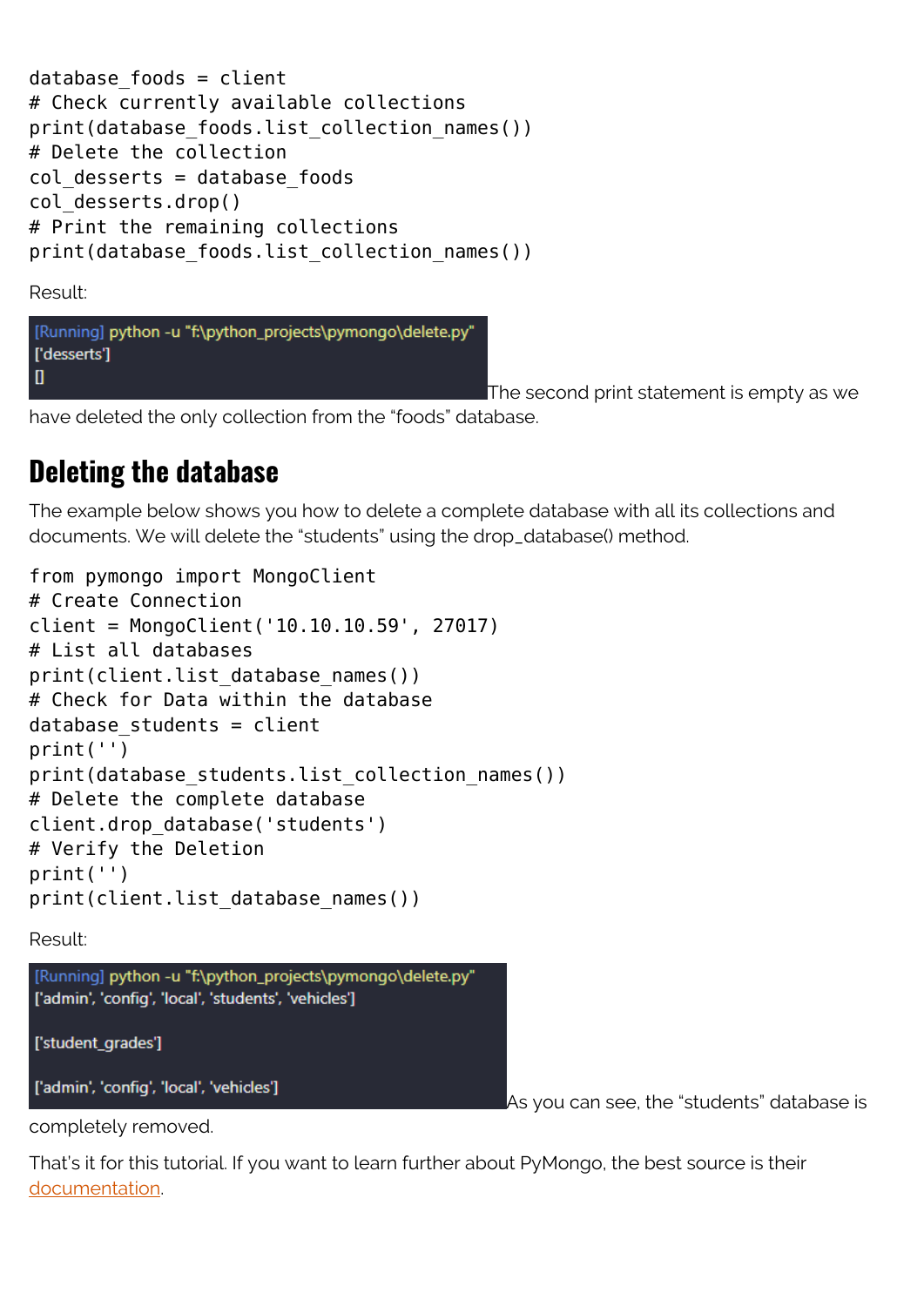```
database_foods = client
# Check currently available collections
print(database_foods.list_collection_names())
# Delete the collection
col_desserts = database_foods
col_desserts.drop()
# Print the remaining collections
print(database_foods.list_collection_names())
```

Result:

```
[Running] python -u "f:\python_projects\pymongo\delete.py"
['desserts']
[]
```

The second print statement is empty as we have deleted the only collection from the "foods" database.

## Deleting the database

The example below shows you how to delete a complete database with all its collections and documents. We will delete the "students" using the drop_database() method.

```
from pymongo import MongoClient
# Create Connection
client = MongoClient('10.10.10.59', 27017)
# List all databases
print(client.list_database_names())
# Check for Data within the database
database_students = client
print('')
print(database_students.list_collection_names())
# Delete the complete database
client.drop_database('students')
# Verify the Deletion
print('')
print(client.list_database_names())
```

Result:

```
[Running] python -u "f:\python_projects\pymongo\delete.py"
['admin', 'config', 'local', 'students', 'vehicles']

['student_grades']

['admin', 'config', 'local', 'vehicles']
```

As you can see, the "students" database is completely removed.

That's it for this tutorial. If you want to learn further about PyMongo, the best source is their documentation.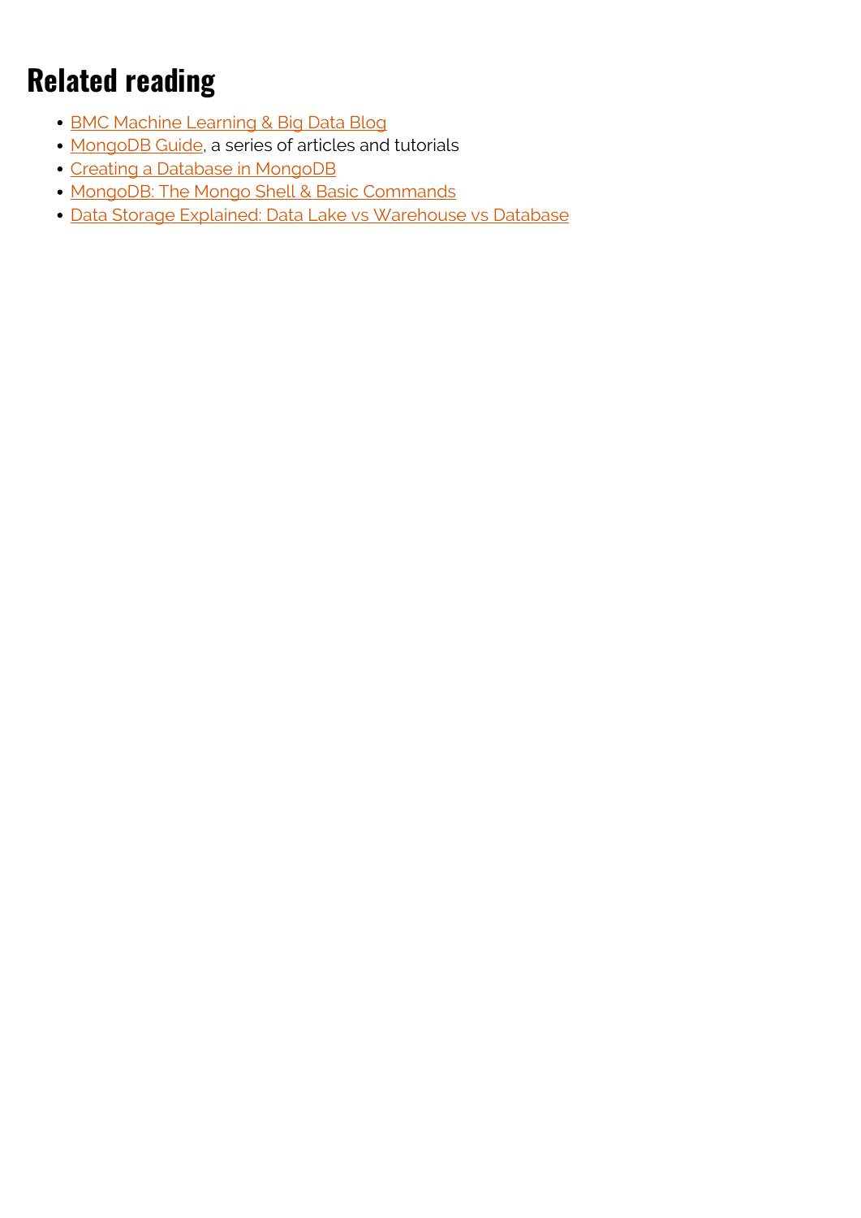## Related reading

- BMC Machine Learning & Big Data Blog
- MongoDB Guide, a series of articles and tutorials
- Creating a Database in MongoDB
- MongoDB: The Mongo Shell & Basic Commands
- Data Storage Explained: Data Lake vs Warehouse vs Database